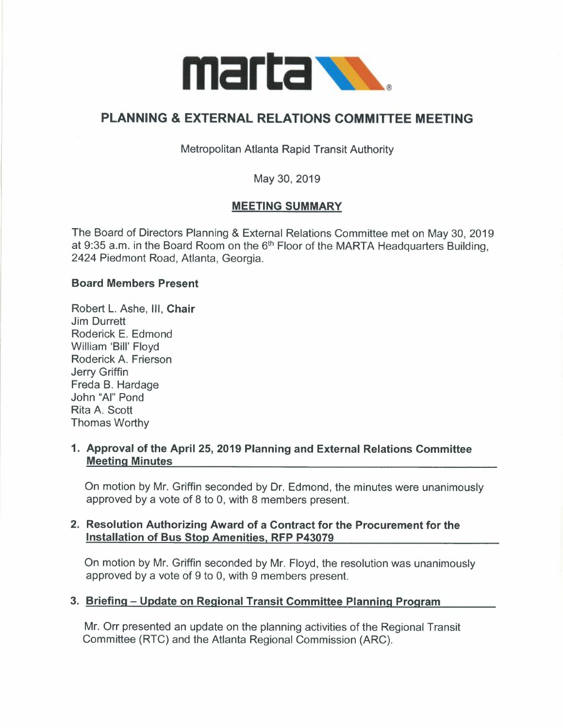marta

# PLANNING & EXTERNAL RELATIONS COMMITTEE MEETING

Metropolitan Atlanta Rapid Transit Authority

May 30, 2019

## MEETING SUMMARY

The Board of Directors Planning & External Relations Committee met on May 30, 2019 at 9:35 a.m. in the Board Room on the 6th Floor of the MARTA Headquarters Building, 2424 Piedmont Road, Atlanta, Georgia.

### Board Members Present

Robert L. Ashe, III, **Chair**
Jim Durrett
Roderick E. Edmond
William 'Bill' Floyd
Roderick A. Frierson
Jerry Griffin
Freda B. Hardage
John "Al" Pond
Rita A. Scott
Thomas Worthy

### 1. Approval of the April 25, 2019 Planning and External Relations Committee Meeting Minutes

On motion by Mr. Griffin seconded by Dr. Edmond, the minutes were unanimously approved by a vote of 8 to 0, with 8 members present.

### 2. Resolution Authorizing Award of a Contract for the Procurement for the Installation of Bus Stop Amenities, RFP P43079

On motion by Mr. Griffin seconded by Mr. Floyd, the resolution was unanimously approved by a vote of 9 to 0, with 9 members present.

### 3. Briefing – Update on Regional Transit Committee Planning Program

Mr. Orr presented an update on the planning activities of the Regional Transit Committee (RTC) and the Atlanta Regional Commission (ARC).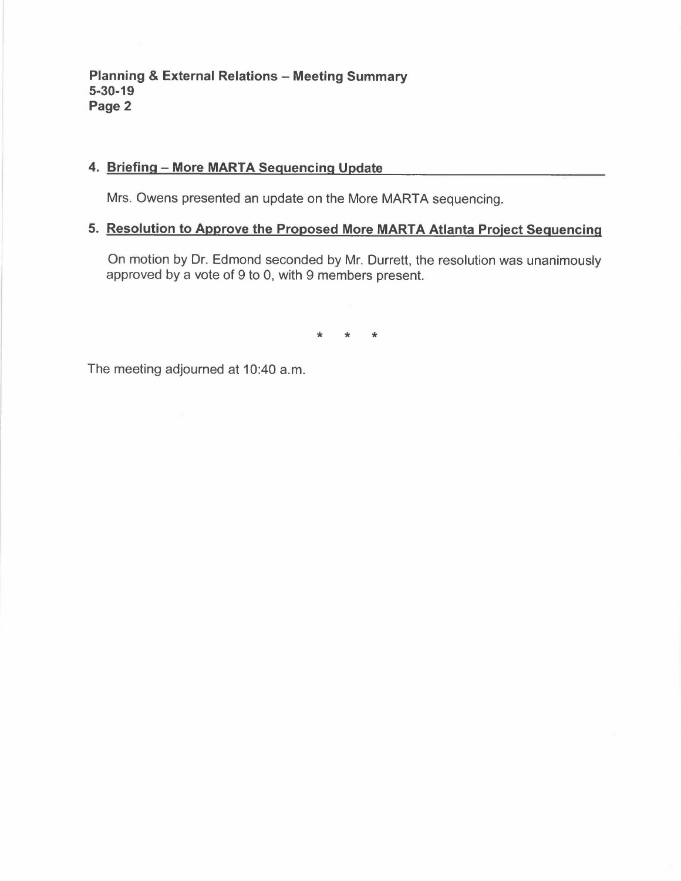#### 4. Briefing – More MARTA Sequencing Update

Mrs. Owens presented an update on the More MARTA sequencing.

#### 5. Resolution to Approve the Proposed More MARTA Atlanta Project Sequencing

On motion by Dr. Edmond seconded by Mr. Durrett, the resolution was unanimously approved by a vote of 9 to 0, with 9 members present.

\* \* \*

The meeting adjourned at 10:40 a.m.